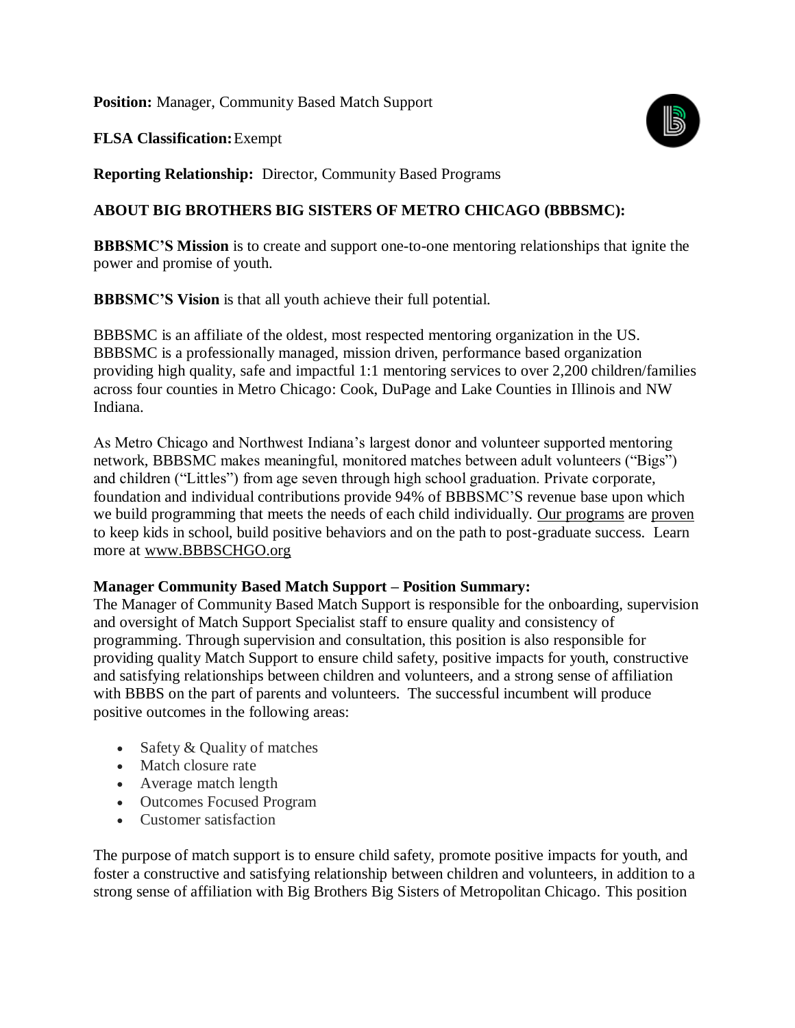**Position:** Manager, Community Based Match Support

**FLSA Classification:** Exempt

**Reporting Relationship:** Director, Community Based Programs

**ABOUT BIG BROTHERS BIG SISTERS OF METRO CHICAGO (BBBSMC):**

**BBBSMC'S Mission** is to create and support one-to-one mentoring relationships that ignite the power and promise of youth.

**BBBSMC'S Vision** is that all youth achieve their full potential.

BBBSMC is an affiliate of the oldest, most respected mentoring organization in the US. BBBSMC is a professionally managed, mission driven, performance based organization providing high quality, safe and impactful 1:1 mentoring services to over 2,200 children/families across four counties in Metro Chicago: Cook, DuPage and Lake Counties in Illinois and NW Indiana.

As Metro Chicago and Northwest Indiana's largest donor and volunteer supported mentoring network, BBBSMC makes meaningful, monitored matches between adult volunteers ("Bigs") and children ("Littles") from age seven through high school graduation. Private corporate, foundation and individual contributions provide 94% of BBBSMC'S revenue base upon which we build programming that meets the needs of each child individually. Our programs are proven to keep kids in school, build positive behaviors and on the path to post-graduate success. Learn more at www.BBBSCHGO.org

**Manager Community Based Match Support – Position Summary:**
The Manager of Community Based Match Support is responsible for the onboarding, supervision and oversight of Match Support Specialist staff to ensure quality and consistency of programming. Through supervision and consultation, this position is also responsible for providing quality Match Support to ensure child safety, positive impacts for youth, constructive and satisfying relationships between children and volunteers, and a strong sense of affiliation with BBBS on the part of parents and volunteers. The successful incumbent will produce positive outcomes in the following areas:

- Safety & Quality of matches
- Match closure rate
- Average match length
- Outcomes Focused Program
- Customer satisfaction

The purpose of match support is to ensure child safety, promote positive impacts for youth, and foster a constructive and satisfying relationship between children and volunteers, in addition to a strong sense of affiliation with Big Brothers Big Sisters of Metropolitan Chicago. This position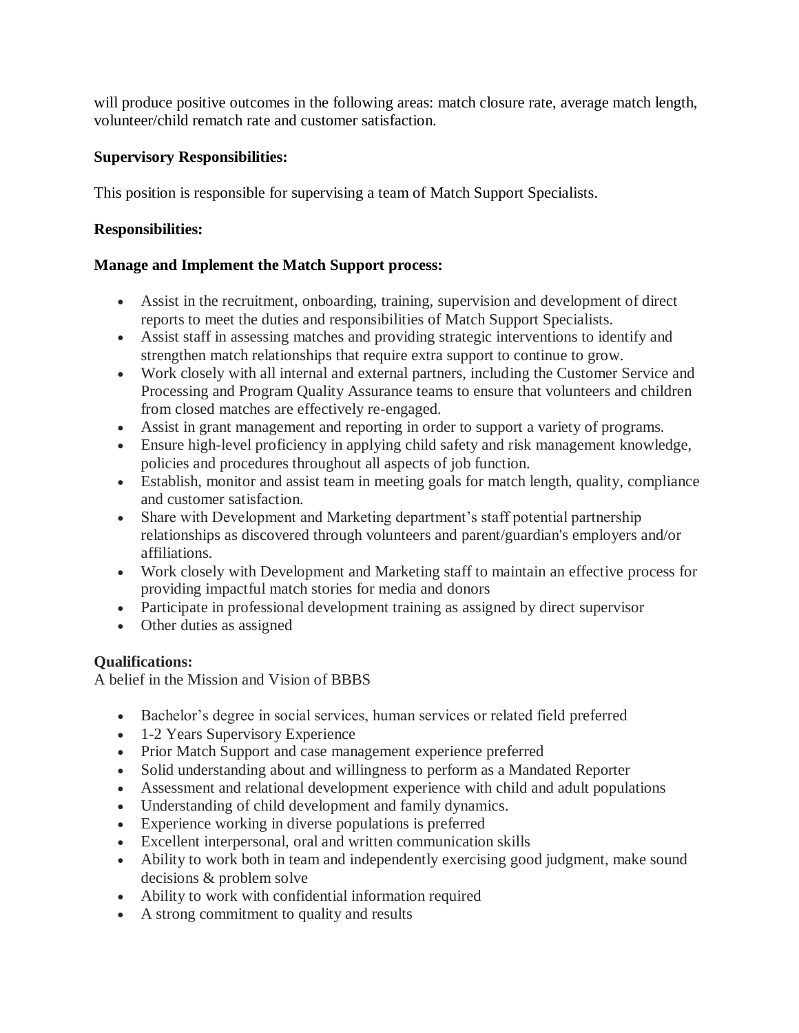will produce positive outcomes in the following areas: match closure rate, average match length, volunteer/child rematch rate and customer satisfaction.

**Supervisory Responsibilities:**

This position is responsible for supervising a team of Match Support Specialists.

**Responsibilities:**

**Manage and Implement the Match Support process:**

- Assist in the recruitment, onboarding, training, supervision and development of direct reports to meet the duties and responsibilities of Match Support Specialists.
- Assist staff in assessing matches and providing strategic interventions to identify and strengthen match relationships that require extra support to continue to grow.
- Work closely with all internal and external partners, including the Customer Service and Processing and Program Quality Assurance teams to ensure that volunteers and children from closed matches are effectively re-engaged.
- Assist in grant management and reporting in order to support a variety of programs.
- Ensure high-level proficiency in applying child safety and risk management knowledge, policies and procedures throughout all aspects of job function.
- Establish, monitor and assist team in meeting goals for match length, quality, compliance and customer satisfaction.
- Share with Development and Marketing department's staff potential partnership relationships as discovered through volunteers and parent/guardian's employers and/or affiliations.
- Work closely with Development and Marketing staff to maintain an effective process for providing impactful match stories for media and donors
- Participate in professional development training as assigned by direct supervisor
- Other duties as assigned

**Qualifications:**

A belief in the Mission and Vision of BBBS

- Bachelor's degree in social services, human services or related field preferred
- 1-2 Years Supervisory Experience
- Prior Match Support and case management experience preferred
- Solid understanding about and willingness to perform as a Mandated Reporter
- Assessment and relational development experience with child and adult populations
- Understanding of child development and family dynamics.
- Experience working in diverse populations is preferred
- Excellent interpersonal, oral and written communication skills
- Ability to work both in team and independently exercising good judgment, make sound decisions & problem solve
- Ability to work with confidential information required
- A strong commitment to quality and results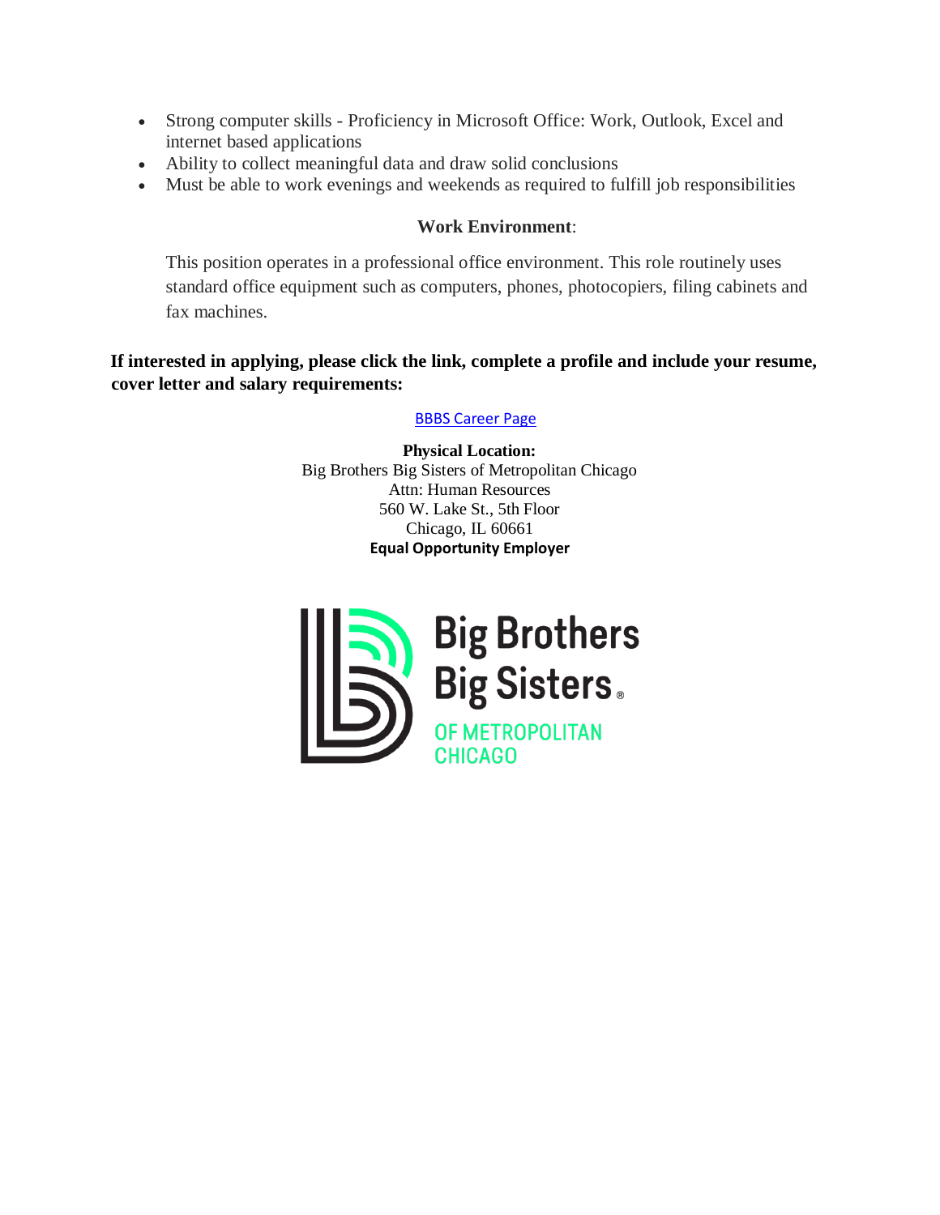- Strong computer skills - Proficiency in Microsoft Office: Work, Outlook, Excel and internet based applications
- Ability to collect meaningful data and draw solid conclusions
- Must be able to work evenings and weekends as required to fulfill job responsibilities

**Work Environment**:

This position operates in a professional office environment. This role routinely uses standard office equipment such as computers, phones, photocopiers, filing cabinets and fax machines.

**If interested in applying, please click the link, complete a profile and include your resume, cover letter and salary requirements:**

BBBS Career Page

**Physical Location:**
Big Brothers Big Sisters of Metropolitan Chicago
Attn: Human Resources
560 W. Lake St., 5th Floor
Chicago, IL 60661
**Equal Opportunity Employer**

Big Brothers Big Sisters®
OF METROPOLITAN CHICAGO